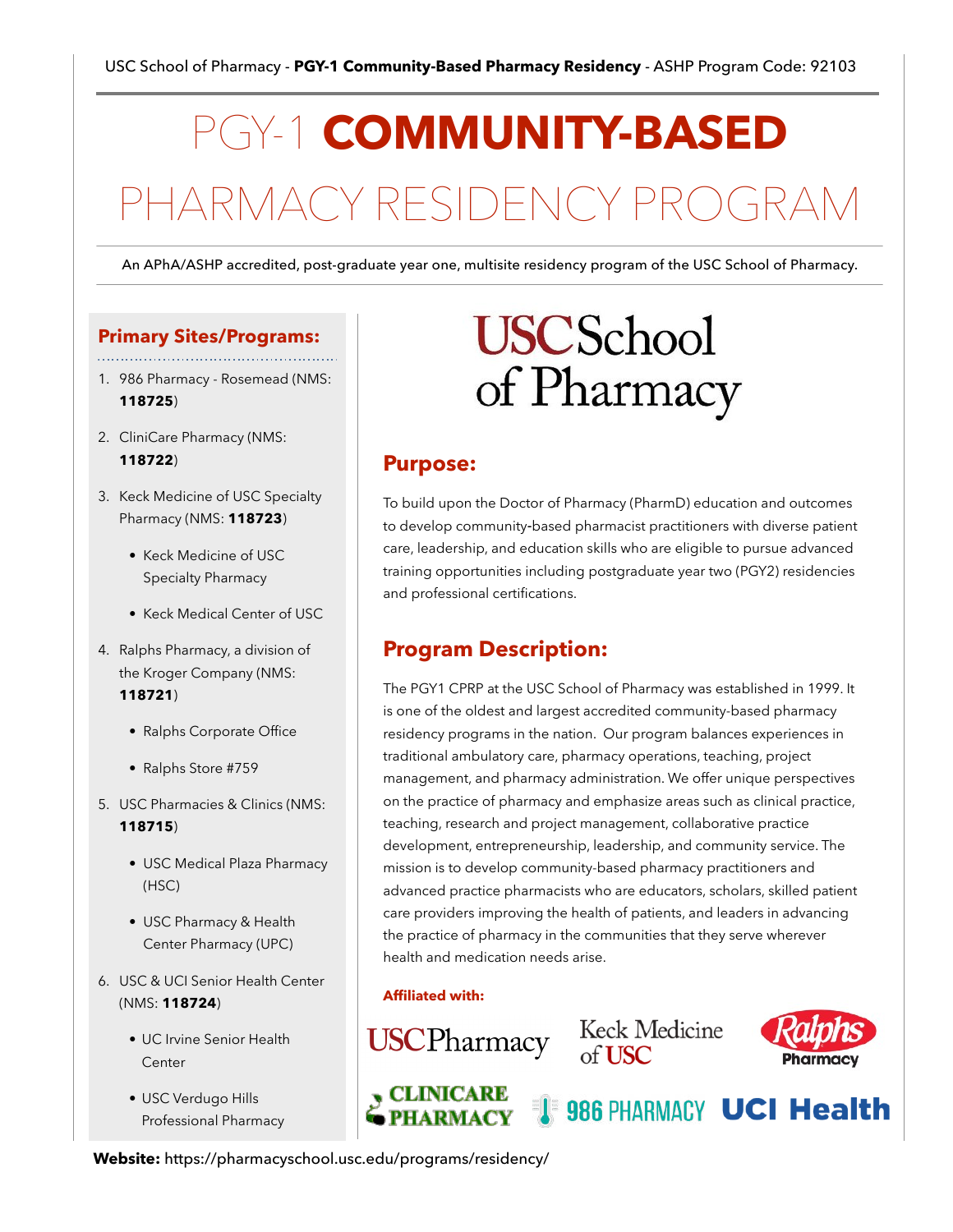USC School of Pharmacy - **PGY-1 Community-Based Pharmacy Residency** - ASHP Program Code: 92103

# PGY-1 **COMMUNITY-BASED** PHARMACY RESIDENCY PROGRAM

An APhA/ASHP accredited, post-graduate year one, multisite residency program of the USC School of Pharmacy.

## Primary Sites/Programs:

1. 986 Pharmacy - Rosemead (NMS: **118725**)
2. CliniCare Pharmacy (NMS: **118722**)
3. Keck Medicine of USC Specialty Pharmacy (NMS: **118723**)
   - Keck Medicine of USC Specialty Pharmacy
   - Keck Medical Center of USC
4. Ralphs Pharmacy, a division of the Kroger Company (NMS: **118721**)
   - Ralphs Corporate Office
   - Ralphs Store #759
5. USC Pharmacies & Clinics (NMS: **118715**)
   - USC Medical Plaza Pharmacy (HSC)
   - USC Pharmacy & Health Center Pharmacy (UPC)
6. USC & UCI Senior Health Center (NMS: **118724**)
   - UC Irvine Senior Health Center
   - USC Verdugo Hills Professional Pharmacy

USC School of Pharmacy

## Purpose:

To build upon the Doctor of Pharmacy (PharmD) education and outcomes to develop community-based pharmacist practitioners with diverse patient care, leadership, and education skills who are eligible to pursue advanced training opportunities including postgraduate year two (PGY2) residencies and professional certifications.

## Program Description:

The PGY1 CPRP at the USC School of Pharmacy was established in 1999. It is one of the oldest and largest accredited community-based pharmacy residency programs in the nation. Our program balances experiences in traditional ambulatory care, pharmacy operations, teaching, project management, and pharmacy administration. We offer unique perspectives on the practice of pharmacy and emphasize areas such as clinical practice, teaching, research and project management, collaborative practice development, entrepreneurship, leadership, and community service. The mission is to develop community-based pharmacy practitioners and advanced practice pharmacists who are educators, scholars, skilled patient care providers improving the health of patients, and leaders in advancing the practice of pharmacy in the communities that they serve wherever health and medication needs arise.

**Affiliated with:**

USC Pharmacy · Keck Medicine of USC · Ralphs Pharmacy · CliniCare Pharmacy · 986 Pharmacy · UCI Health

**Website:** https://pharmacyschool.usc.edu/programs/residency/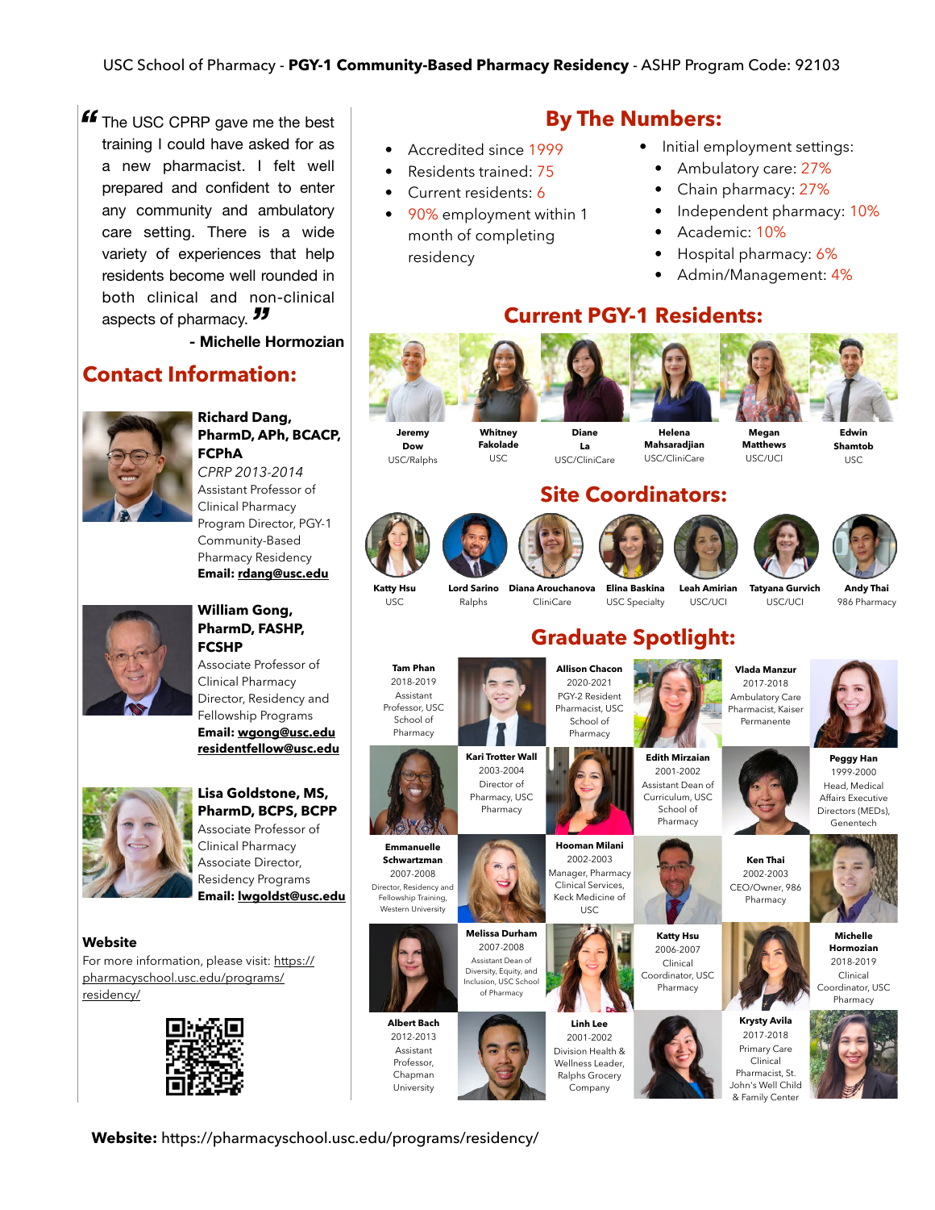USC School of Pharmacy - **PGY-1 Community-Based Pharmacy Residency** - ASHP Program Code: 92103

> "The USC CPRP gave me the best training I could have asked for as a new pharmacist. I felt well prepared and confident to enter any community and ambulatory care setting. There is a wide variety of experiences that help residents become well rounded in both clinical and non-clinical aspects of pharmacy."
>
> **- Michelle Hormozian**

## Contact Information:

**Richard Dang, PharmD, APh, BCACP, FCPhA**
*CPRP 2013-2014*
Assistant Professor of Clinical Pharmacy
Program Director, PGY-1 Community-Based Pharmacy Residency
**Email: rdang@usc.edu**

**William Gong, PharmD, FASHP, FCSHP**
Associate Professor of Clinical Pharmacy
Director, Residency and Fellowship Programs
**Email: wgong@usc.edu**
**residentfellow@usc.edu**

**Lisa Goldstone, MS, PharmD, BCPS, BCPP**
Associate Professor of Clinical Pharmacy
Associate Director, Residency Programs
**Email: lwgoldst@usc.edu**

**Website**

For more information, please visit: https://pharmacyschool.usc.edu/programs/residency/

## By The Numbers:

- Accredited since 1999
- Residents trained: 75
- Current residents: 6
- 90% employment within 1 month of completing residency
- Initial employment settings:
  - Ambulatory care: 27%
  - Chain pharmacy: 27%
  - Independent pharmacy: 10%
  - Academic: 10%
  - Hospital pharmacy: 6%
  - Admin/Management: 4%

## Current PGY-1 Residents:

**Jeremy Dow** – USC/Ralphs
**Whitney Fakolade** – USC
**Diane La** – USC/CliniCare
**Helena Mahsaradjian** – USC/CliniCare
**Megan Matthews** – USC/UCI
**Edwin Shamtob** – USC

## Site Coordinators:

**Katty Hsu** – USC
**Lord Sarino** – Ralphs
**Diana Arouchanova** – CliniCare
**Elina Baskina** – USC Specialty
**Leah Amirian** – USC/UCI
**Tatyana Gurvich** – USC/UCI
**Andy Thai** – 986 Pharmacy

## Graduate Spotlight:

**Tam Phan**
2018-2019
Assistant Professor, USC School of Pharmacy

**Allison Chacon**
2020-2021
PGY-2 Resident Pharmacist, USC School of Pharmacy

**Vlada Manzur**
2017-2018
Ambulatory Care Pharmacist, Kaiser Permanente

**Kari Trotter Wall**
2003-2004
Director of Pharmacy, USC Pharmacy

**Edith Mirzaian**
2001-2002
Assistant Dean of Curriculum, USC School of Pharmacy

**Peggy Han**
1999-2000
Head, Medical Affairs Executive Directors (MEDs), Genentech

**Emmanuelle Schwartzman**
2007-2008
Director, Residency and Fellowship Training, Western University

**Hooman Milani**
2002-2003
Manager, Pharmacy Clinical Services, Keck Medicine of USC

**Ken Thai**
2002-2003
CEO/Owner, 986 Pharmacy

**Melissa Durham**
2007-2008
Assistant Dean of Diversity, Equity, and Inclusion, USC School of Pharmacy

**Katty Hsu**
2006-2007
Clinical Coordinator, USC Pharmacy

**Michelle Hormozian**
2018-2019
Clinical Coordinator, USC Pharmacy

**Albert Bach**
2012-2013
Assistant Professor, Chapman University

**Linh Lee**
2001-2002
Division Health & Wellness Leader, Ralphs Grocery Company

**Krysty Avila**
2017-2018
Primary Care Clinical Pharmacist, St. John's Well Child & Family Center

**Website:** https://pharmacyschool.usc.edu/programs/residency/